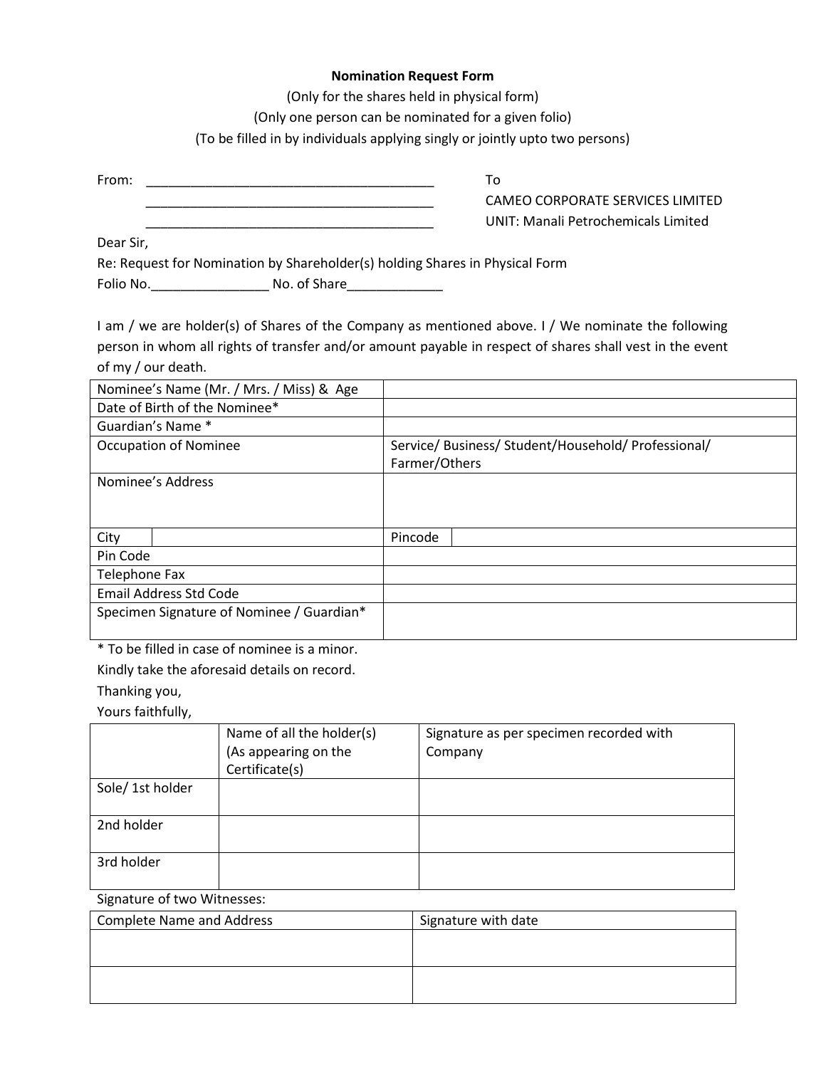**Nomination Request Form**

(Only for the shares held in physical form)

(Only one person can be nominated for a given folio)

(To be filled in by individuals applying singly or jointly upto two persons)

From: ________________________________________

________________________________________

________________________________________

To

CAMEO CORPORATE SERVICES LIMITED

UNIT: Manali Petrochemicals Limited

Dear Sir,

Re: Request for Nomination by Shareholder(s) holding Shares in Physical Form

Folio No.________________ No. of Share_____________

I am / we are holder(s) of Shares of the Company as mentioned above. I / We nominate the following person in whom all rights of transfer and/or amount payable in respect of shares shall vest in the event of my / our death.

| | | | |
|---|---|---|---|
| Nominee's Name (Mr. / Mrs. / Miss) & Age | | | |
| Date of Birth of the Nominee* | | | |
| Guardian's Name * | | | |
| Occupation of Nominee | | Service/ Business/ Student/Household/ Professional/ Farmer/Others | |
| Nominee's Address | | | |
| City | | Pincode | |
| Pin Code | | | |
| Telephone Fax | | | |
| Email Address Std Code | | | |
| Specimen Signature of Nominee / Guardian* | | | |

* To be filled in case of nominee is a minor.

Kindly take the aforesaid details on record.

Thanking you,

Yours faithfully,

| | Name of all the holder(s) (As appearing on the Certificate(s) | Signature as per specimen recorded with Company |
|---|---|---|
| Sole/ 1st holder | | |
| 2nd holder | | |
| 3rd holder | | |

Signature of two Witnesses:

| Complete Name and Address | Signature with date |
|---|---|
| | |
| | |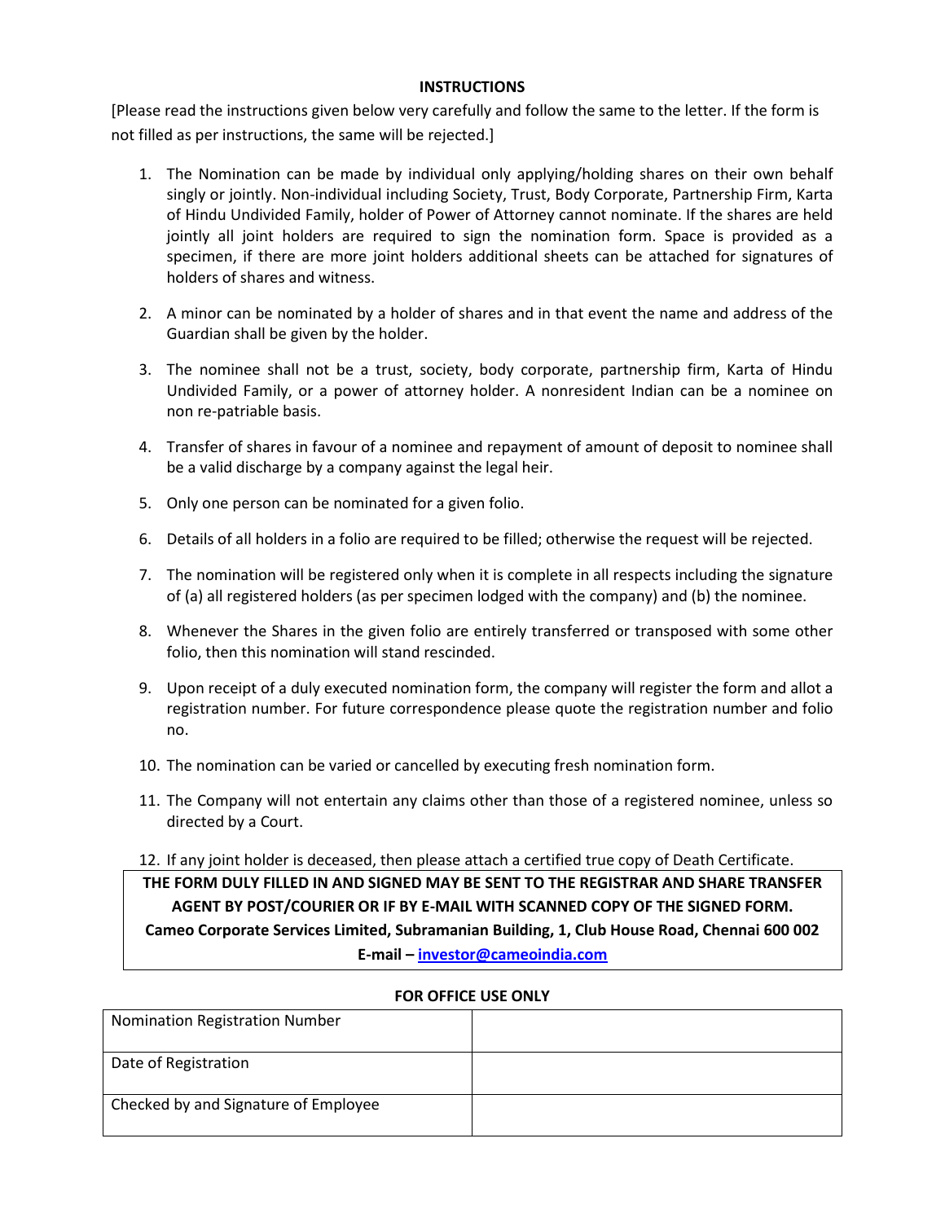## INSTRUCTIONS

[Please read the instructions given below very carefully and follow the same to the letter. If the form is not filled as per instructions, the same will be rejected.]

1. The Nomination can be made by individual only applying/holding shares on their own behalf singly or jointly. Non-individual including Society, Trust, Body Corporate, Partnership Firm, Karta of Hindu Undivided Family, holder of Power of Attorney cannot nominate. If the shares are held jointly all joint holders are required to sign the nomination form. Space is provided as a specimen, if there are more joint holders additional sheets can be attached for signatures of holders of shares and witness.
2. A minor can be nominated by a holder of shares and in that event the name and address of the Guardian shall be given by the holder.
3. The nominee shall not be a trust, society, body corporate, partnership firm, Karta of Hindu Undivided Family, or a power of attorney holder. A nonresident Indian can be a nominee on non re-patriable basis.
4. Transfer of shares in favour of a nominee and repayment of amount of deposit to nominee shall be a valid discharge by a company against the legal heir.
5. Only one person can be nominated for a given folio.
6. Details of all holders in a folio are required to be filled; otherwise the request will be rejected.
7. The nomination will be registered only when it is complete in all respects including the signature of (a) all registered holders (as per specimen lodged with the company) and (b) the nominee.
8. Whenever the Shares in the given folio are entirely transferred or transposed with some other folio, then this nomination will stand rescinded.
9. Upon receipt of a duly executed nomination form, the company will register the form and allot a registration number. For future correspondence please quote the registration number and folio no.
10. The nomination can be varied or cancelled by executing fresh nomination form.
11. The Company will not entertain any claims other than those of a registered nominee, unless so directed by a Court.
12. If any joint holder is deceased, then please attach a certified true copy of Death Certificate.

**THE FORM DULY FILLED IN AND SIGNED MAY BE SENT TO THE REGISTRAR AND SHARE TRANSFER AGENT BY POST/COURIER OR IF BY E-MAIL WITH SCANNED COPY OF THE SIGNED FORM.**
**Cameo Corporate Services Limited, Subramanian Building, 1, Club House Road, Chennai 600 002**
**E-mail – investor@cameoindia.com**

**FOR OFFICE USE ONLY**

| | |
|---|---|
| Nomination Registration Number | |
| Date of Registration | |
| Checked by and Signature of Employee | |